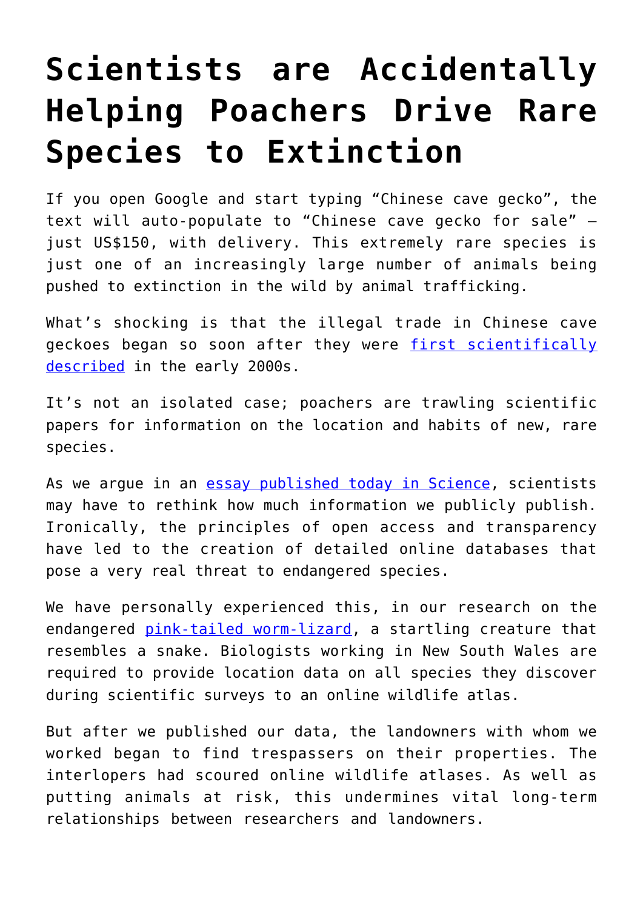# Scientists are Accidentally Helping Poachers Drive Rare Species to Extinction

If you open Google and start typing "Chinese cave gecko", the text will auto-populate to "Chinese cave gecko for sale" – just US$150, with delivery. This extremely rare species is just one of an increasingly large number of animals being pushed to extinction in the wild by animal trafficking.

What's shocking is that the illegal trade in Chinese cave geckoes began so soon after they were first scientifically described in the early 2000s.

It's not an isolated case; poachers are trawling scientific papers for information on the location and habits of new, rare species.

As we argue in an essay published today in Science, scientists may have to rethink how much information we publicly publish. Ironically, the principles of open access and transparency have led to the creation of detailed online databases that pose a very real threat to endangered species.

We have personally experienced this, in our research on the endangered pink-tailed worm-lizard, a startling creature that resembles a snake. Biologists working in New South Wales are required to provide location data on all species they discover during scientific surveys to an online wildlife atlas.

But after we published our data, the landowners with whom we worked began to find trespassers on their properties. The interlopers had scoured online wildlife atlases. As well as putting animals at risk, this undermines vital long-term relationships between researchers and landowners.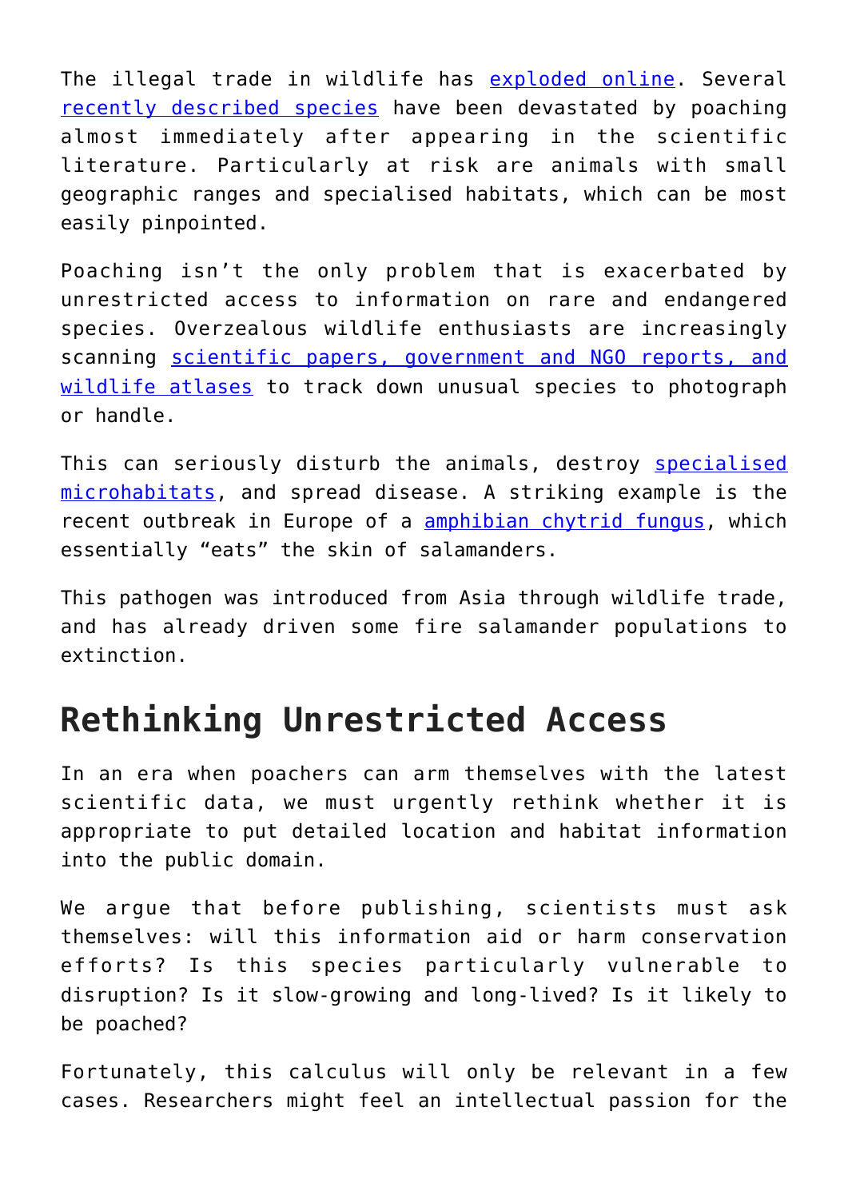The illegal trade in wildlife has exploded online. Several recently described species have been devastated by poaching almost immediately after appearing in the scientific literature. Particularly at risk are animals with small geographic ranges and specialised habitats, which can be most easily pinpointed.

Poaching isn't the only problem that is exacerbated by unrestricted access to information on rare and endangered species. Overzealous wildlife enthusiasts are increasingly scanning scientific papers, government and NGO reports, and wildlife atlases to track down unusual species to photograph or handle.

This can seriously disturb the animals, destroy specialised microhabitats, and spread disease. A striking example is the recent outbreak in Europe of a amphibian chytrid fungus, which essentially "eats" the skin of salamanders.

This pathogen was introduced from Asia through wildlife trade, and has already driven some fire salamander populations to extinction.

## Rethinking Unrestricted Access

In an era when poachers can arm themselves with the latest scientific data, we must urgently rethink whether it is appropriate to put detailed location and habitat information into the public domain.

We argue that before publishing, scientists must ask themselves: will this information aid or harm conservation efforts? Is this species particularly vulnerable to disruption? Is it slow-growing and long-lived? Is it likely to be poached?

Fortunately, this calculus will only be relevant in a few cases. Researchers might feel an intellectual passion for the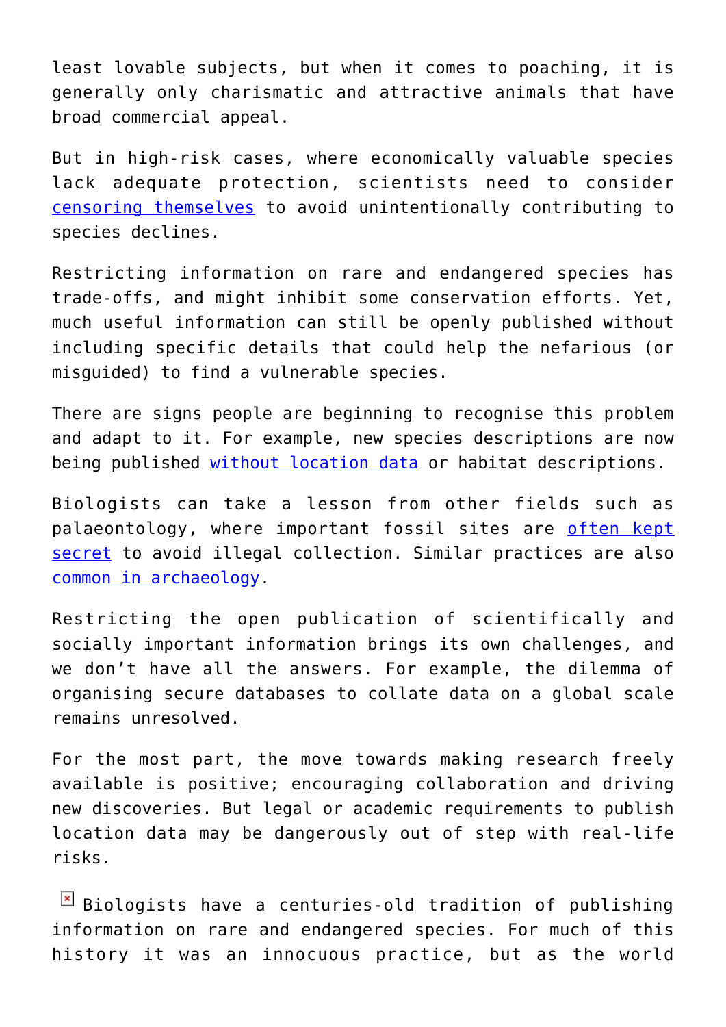least lovable subjects, but when it comes to poaching, it is generally only charismatic and attractive animals that have broad commercial appeal.

But in high-risk cases, where economically valuable species lack adequate protection, scientists need to consider censoring themselves to avoid unintentionally contributing to species declines.

Restricting information on rare and endangered species has trade-offs, and might inhibit some conservation efforts. Yet, much useful information can still be openly published without including specific details that could help the nefarious (or misguided) to find a vulnerable species.

There are signs people are beginning to recognise this problem and adapt to it. For example, new species descriptions are now being published without location data or habitat descriptions.

Biologists can take a lesson from other fields such as palaeontology, where important fossil sites are often kept secret to avoid illegal collection. Similar practices are also common in archaeology.

Restricting the open publication of scientifically and socially important information brings its own challenges, and we don't have all the answers. For example, the dilemma of organising secure databases to collate data on a global scale remains unresolved.

For the most part, the move towards making research freely available is positive; encouraging collaboration and driving new discoveries. But legal or academic requirements to publish location data may be dangerously out of step with real-life risks.

Biologists have a centuries-old tradition of publishing information on rare and endangered species. For much of this history it was an innocuous practice, but as the world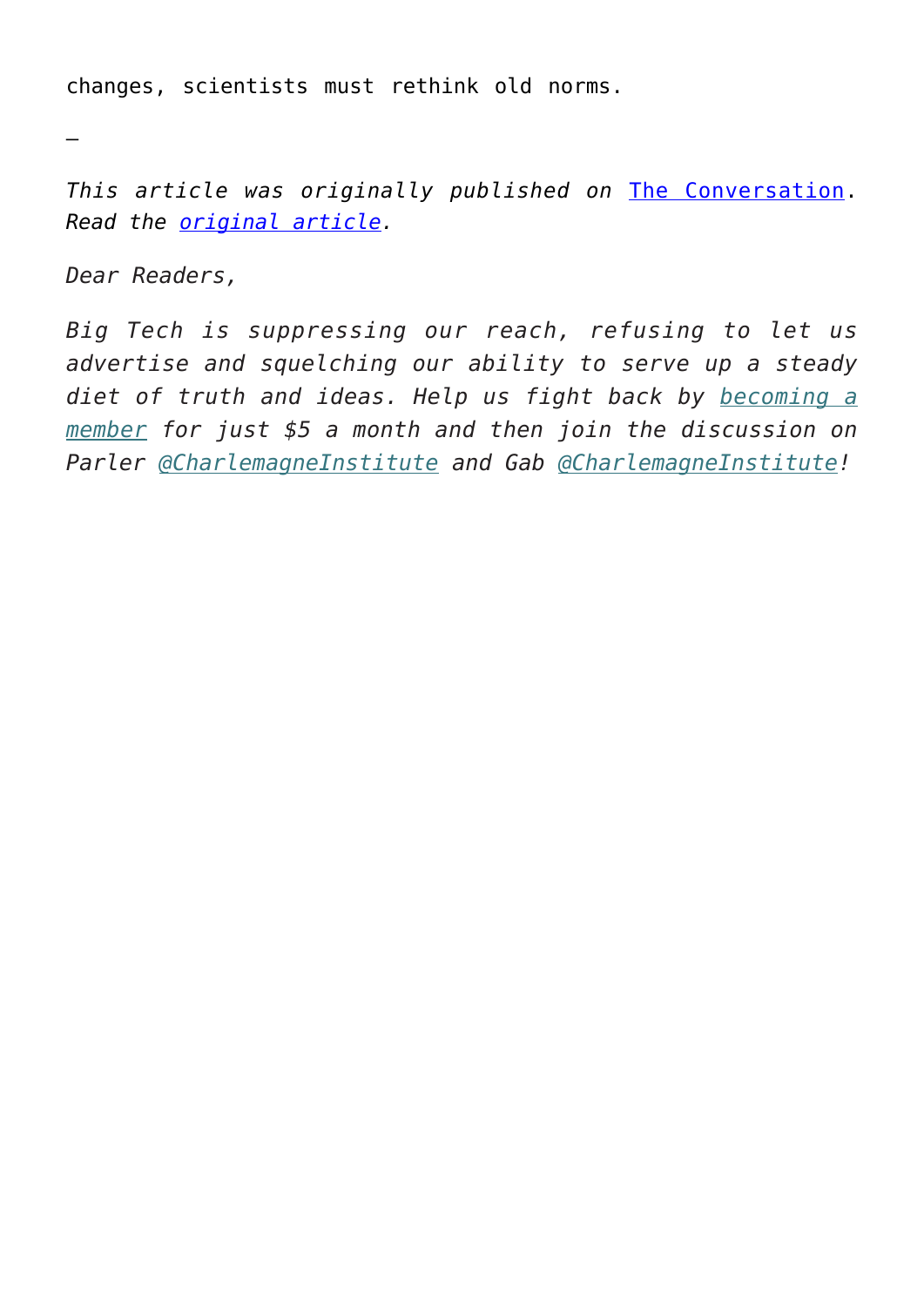changes, scientists must rethink old norms.

—

*This article was originally published on [The Conversation](). Read the [original article]().*

*Dear Readers,*

*Big Tech is suppressing our reach, refusing to let us advertise and squelching our ability to serve up a steady diet of truth and ideas. Help us fight back by [becoming a member]() for just $5 a month and then join the discussion on Parler [@CharlemagneInstitute]() and Gab [@CharlemagneInstitute]()!*